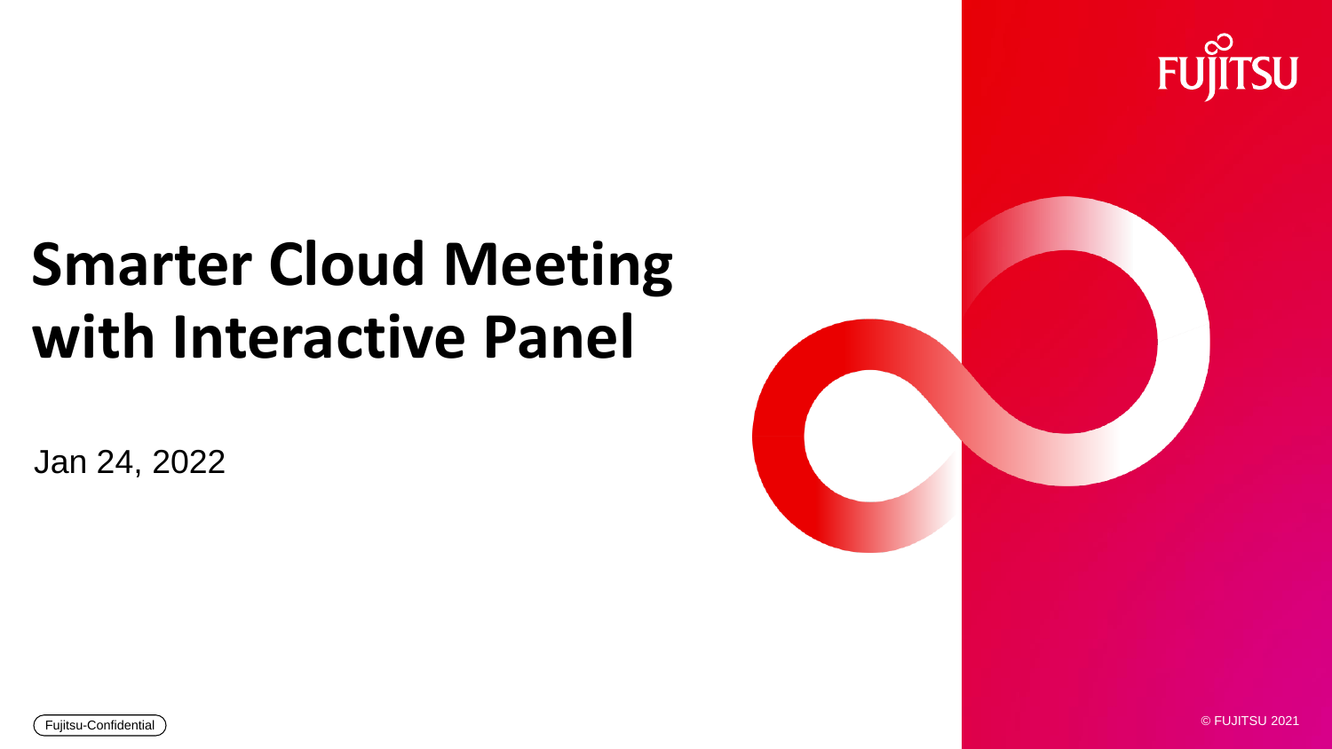# Smarter Cloud Meeting with Interactive Panel

Jan 24, 2022

Fujitsu-Confidential

© FUJITSU 2021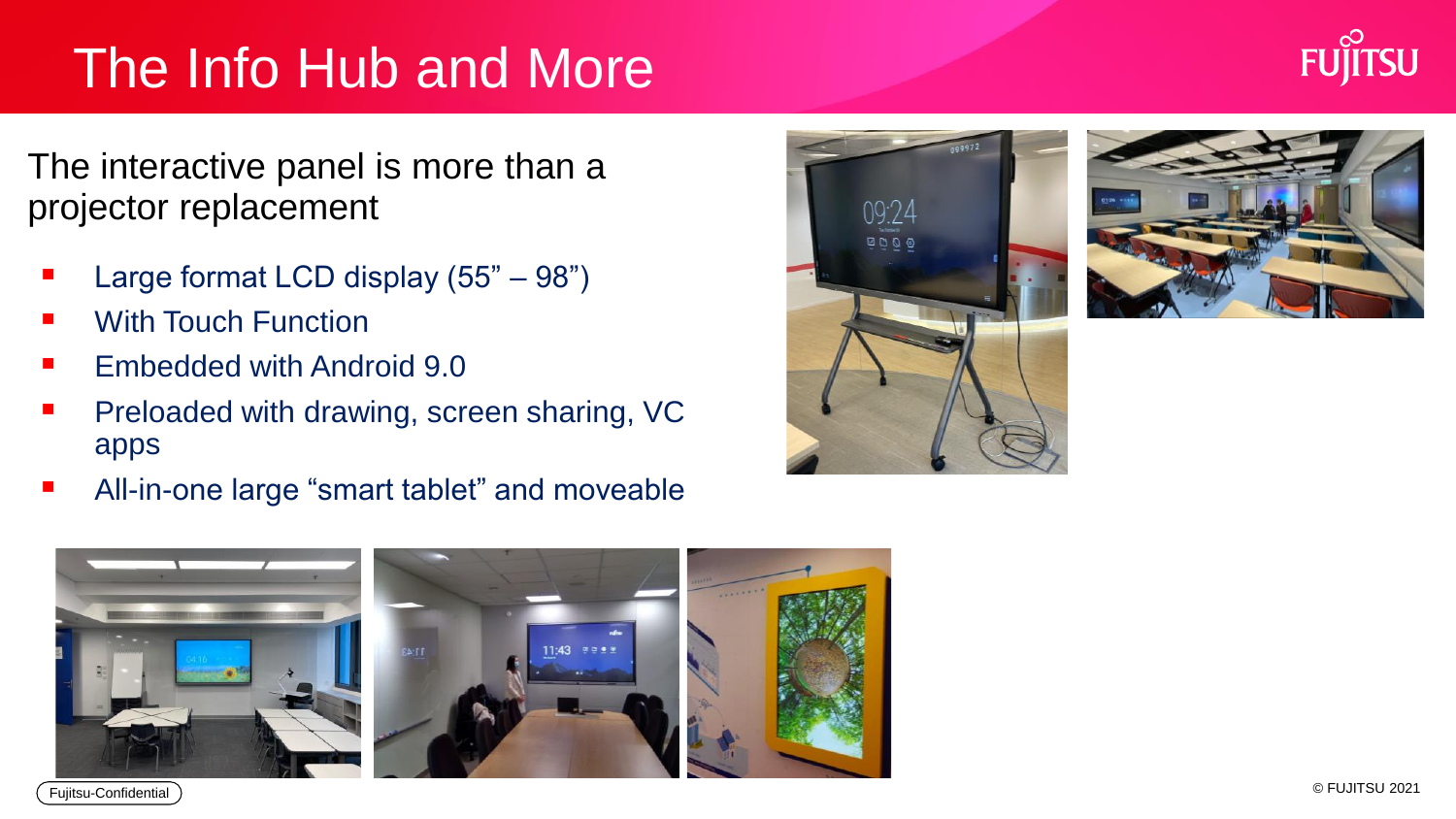# The Info Hub and More

The interactive panel is more than a projector replacement

- Large format LCD display (55" – 98")
- With Touch Function
- Embedded with Android 9.0
- Preloaded with drawing, screen sharing, VC apps
- All-in-one large "smart tablet" and moveable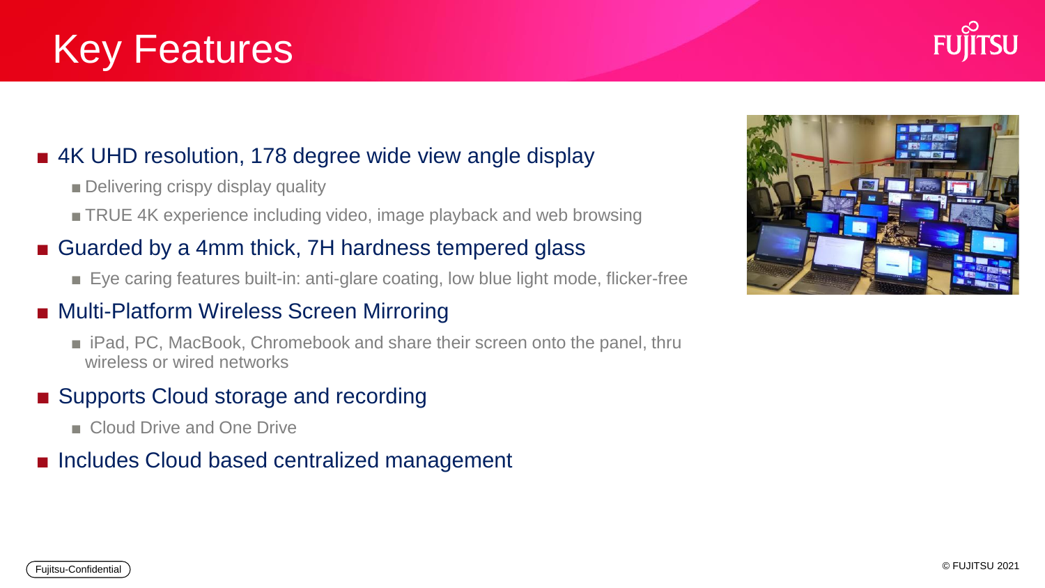# Key Features

- 4K UHD resolution, 178 degree wide view angle display
  - Delivering crispy display quality
  - TRUE 4K experience including video, image playback and web browsing
- Guarded by a 4mm thick, 7H hardness tempered glass
  - Eye caring features built-in: anti-glare coating, low blue light mode, flicker-free
- Multi-Platform Wireless Screen Mirroring
  - iPad, PC, MacBook, Chromebook and share their screen onto the panel, thru wireless or wired networks
- Supports Cloud storage and recording
  - Cloud Drive and One Drive
- Includes Cloud based centralized management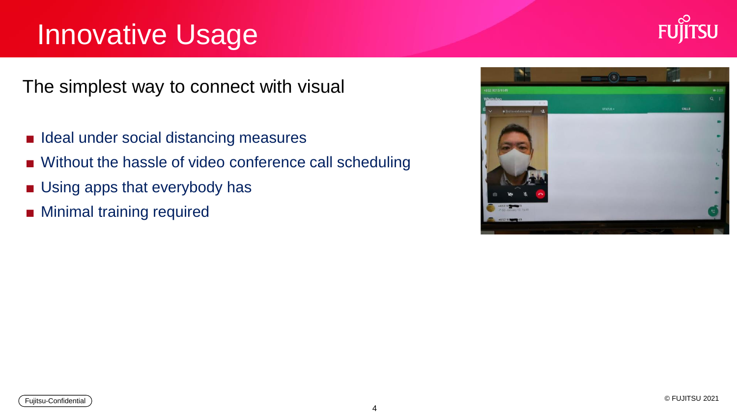# Innovative Usage

The simplest way to connect with visual

- Ideal under social distancing measures
- Without the hassle of video conference call scheduling
- Using apps that everybody has
- Minimal training required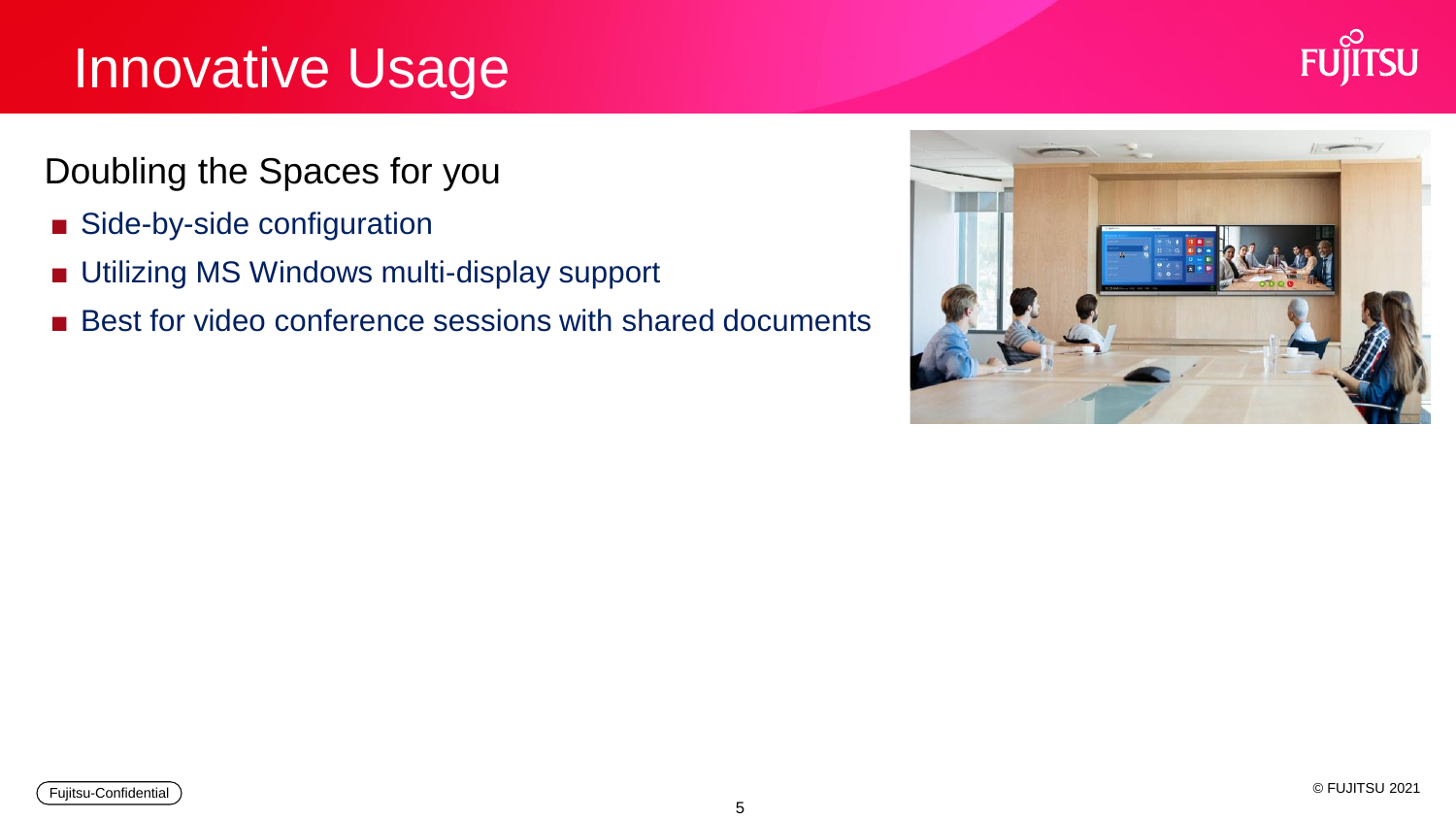# Innovative Usage

## Doubling the Spaces for you

- Side-by-side configuration
- Utilizing MS Windows multi-display support
- Best for video conference sessions with shared documents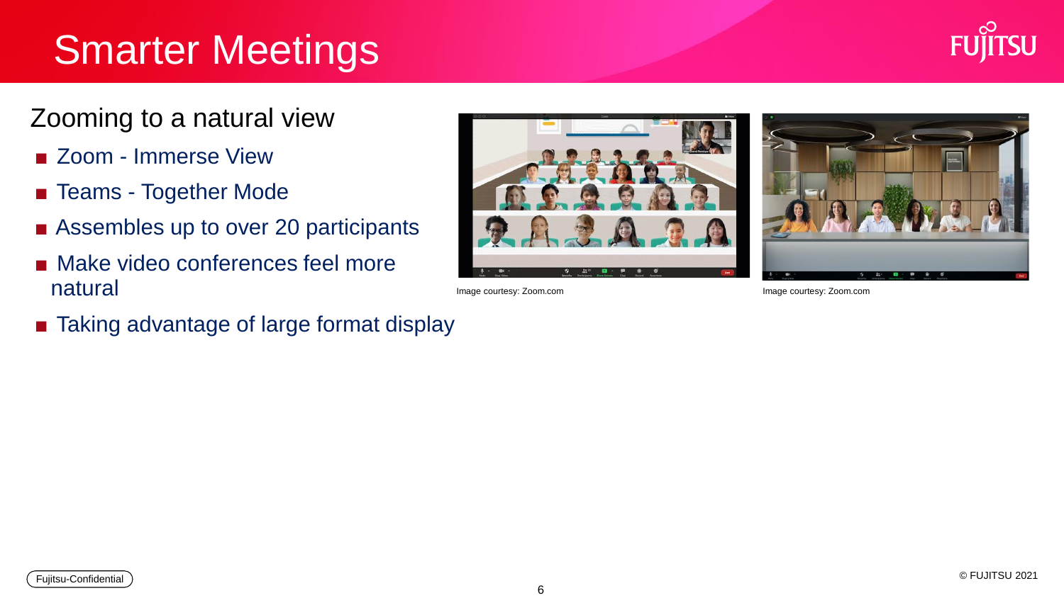# Smarter Meetings

## Zooming to a natural view

- Zoom - Immerse View
- Teams - Together Mode
- Assembles up to over 20 participants
- Make video conferences feel more natural
- Taking advantage of large format display

Image courtesy: Zoom.com

Image courtesy: Zoom.com

Fujitsu-Confidential

© FUJITSU 2021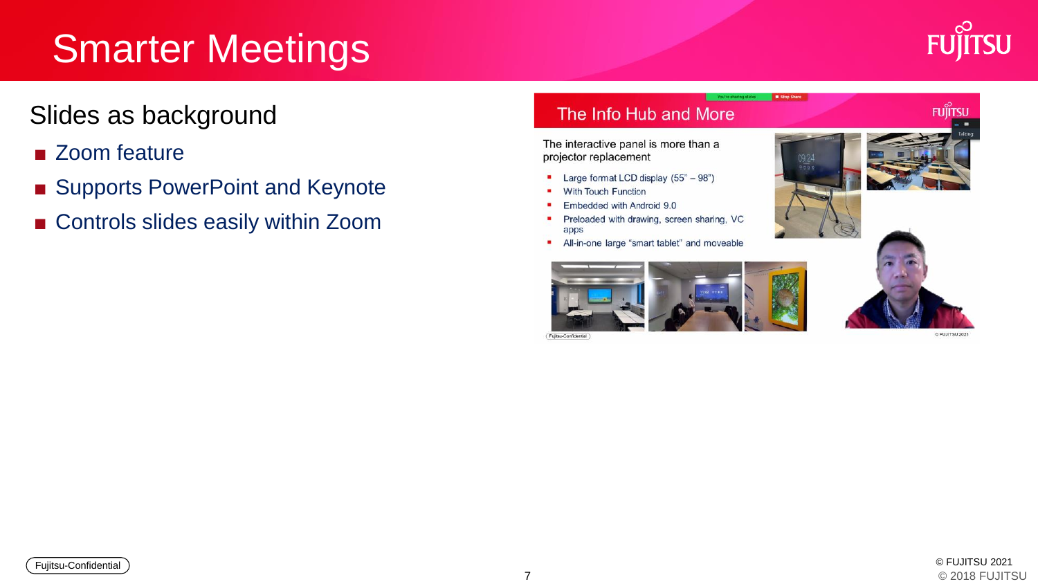# Smarter Meetings

## Slides as background

- Zoom feature
- Supports PowerPoint and Keynote
- Controls slides easily within Zoom

### The Info Hub and More

The interactive panel is more than a projector replacement

- Large format LCD display (55" – 98")
- With Touch Function
- Embedded with Android 9.0
- Preloaded with drawing, screen sharing, VC apps
- All-in-one large "smart tablet" and moveable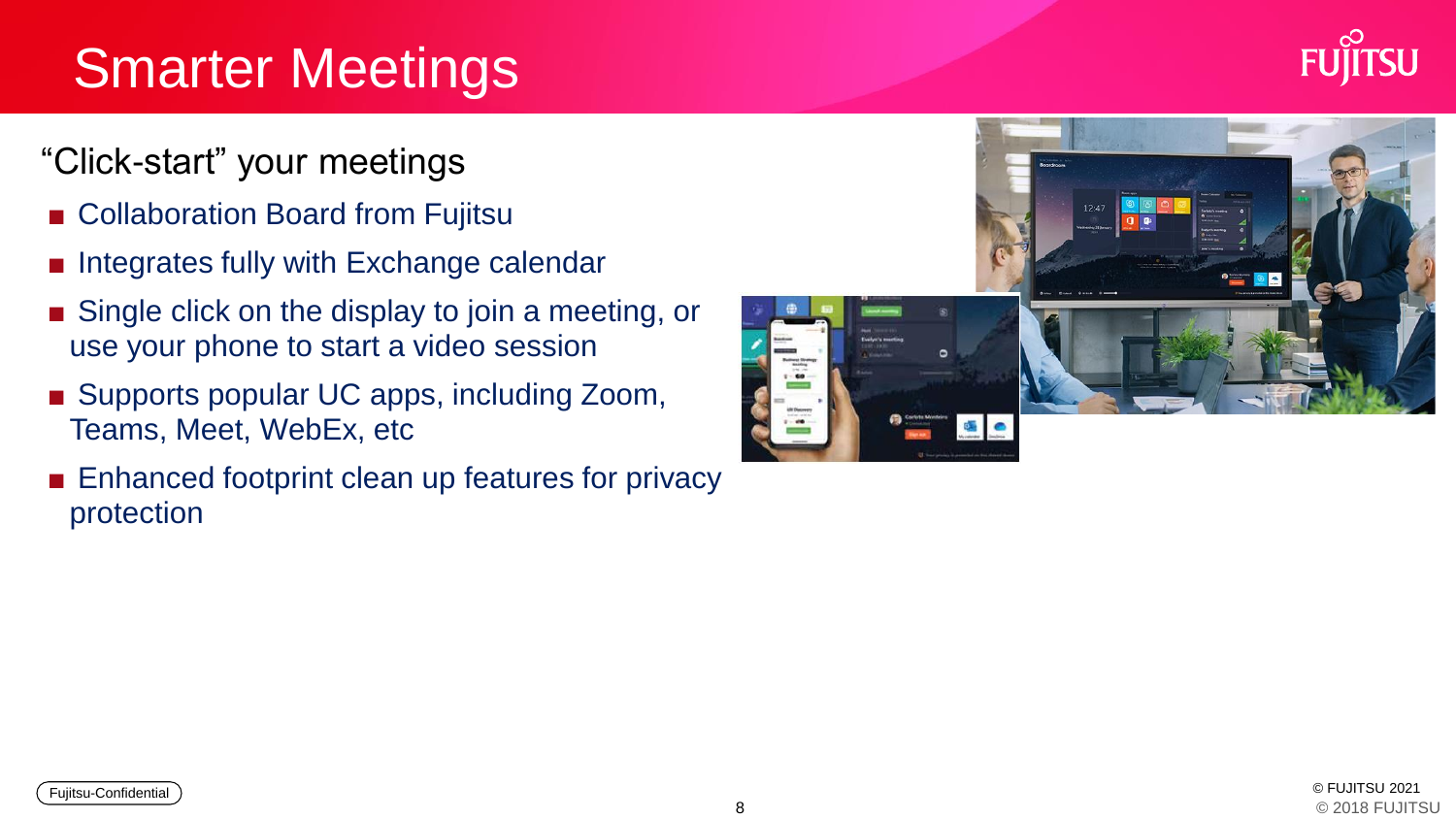# Smarter Meetings

## "Click-start" your meetings

- Collaboration Board from Fujitsu
- Integrates fully with Exchange calendar
- Single click on the display to join a meeting, or use your phone to start a video session
- Supports popular UC apps, including Zoom, Teams, Meet, WebEx, etc
- Enhanced footprint clean up features for privacy protection

Fujitsu-Confidential

© FUJITSU 2021
© 2018 FUJITSU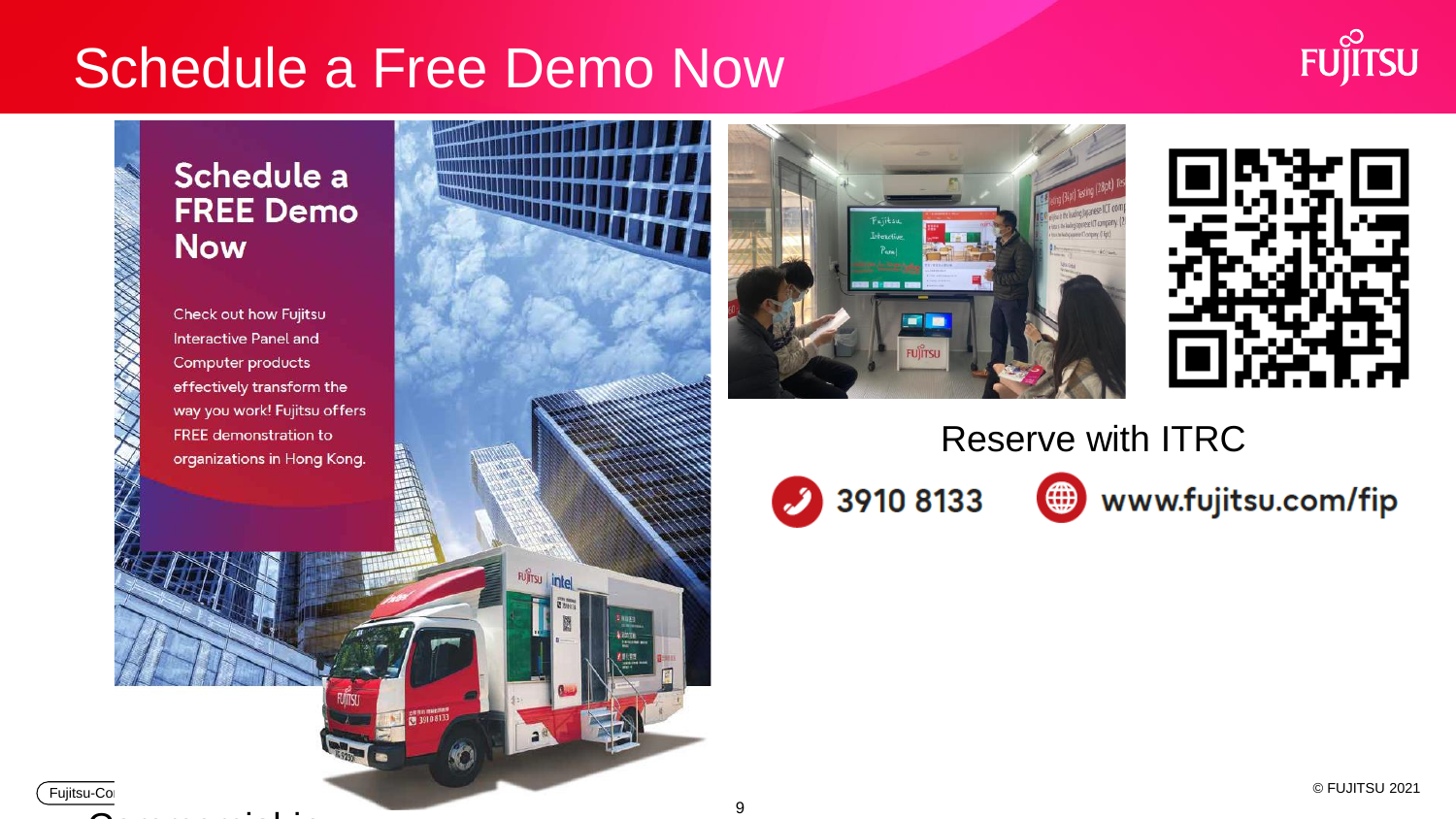# Schedule a Free Demo Now

## Schedule a FREE Demo Now

Check out how Fujitsu Interactive Panel and Computer products effectively transform the way you work! Fujitsu offers FREE demonstration to organizations in Hong Kong.

Reserve with ITRC

3910 8133

www.fujitsu.com/fip

© FUJITSU 2021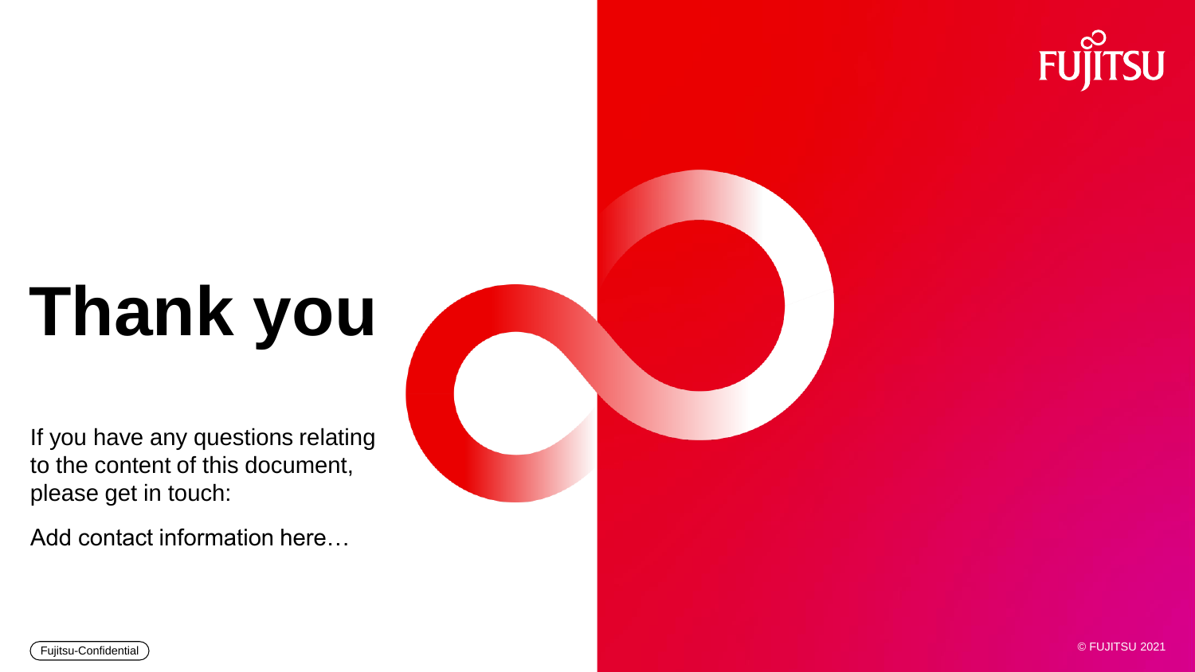# Thank you

If you have any questions relating to the content of this document, please get in touch:

Add contact information here…

Fujitsu-Confidential

© FUJITSU 2021